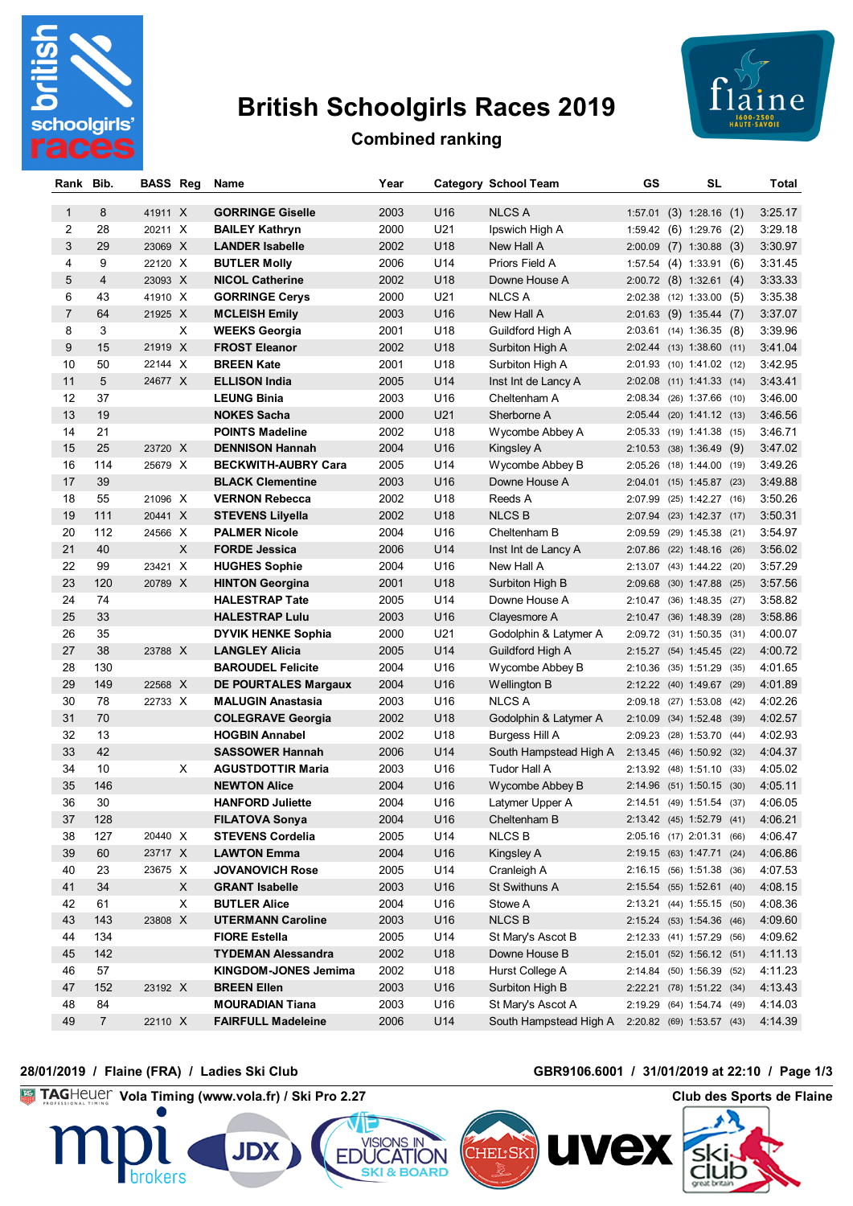# British Schoolgirls Races 2019

## Combined ranking

| Rank | Bib. | BASS | Reg | Name | Year | Category | School Team | GS | | SL | | Total |
|---|---|---|---|---|---|---|---|---|---|---|---|---|
| 1 | 8 | 41911 | X | GORRINGE Giselle | 2003 | U16 | NLCS A | 1:57.01 | (3) | 1:28.16 | (1) | 3:25.17 |
| 2 | 28 | 20211 | X | BAILEY Kathryn | 2000 | U21 | Ipswich High A | 1:59.42 | (6) | 1:29.76 | (2) | 3:29.18 |
| 3 | 29 | 23069 | X | LANDER Isabelle | 2002 | U18 | New Hall A | 2:00.09 | (7) | 1:30.88 | (3) | 3:30.97 |
| 4 | 9 | 22120 | X | BUTLER Molly | 2006 | U14 | Priors Field A | 1:57.54 | (4) | 1:33.91 | (6) | 3:31.45 |
| 5 | 4 | 23093 | X | NICOL Catherine | 2002 | U18 | Downe House A | 2:00.72 | (8) | 1:32.61 | (4) | 3:33.33 |
| 6 | 43 | 41910 | X | GORRINGE Cerys | 2000 | U21 | NLCS A | 2:02.38 | (12) | 1:33.00 | (5) | 3:35.38 |
| 7 | 64 | 21925 | X | MCLEISH Emily | 2003 | U16 | New Hall A | 2:01.63 | (9) | 1:35.44 | (7) | 3:37.07 |
| 8 | 3 | | X | WEEKS Georgia | 2001 | U18 | Guildford High A | 2:03.61 | (14) | 1:36.35 | (8) | 3:39.96 |
| 9 | 15 | 21919 | X | FROST Eleanor | 2002 | U18 | Surbiton High A | 2:02.44 | (13) | 1:38.60 | (11) | 3:41.04 |
| 10 | 50 | 22144 | X | BREEN Kate | 2001 | U18 | Surbiton High A | 2:01.93 | (10) | 1:41.02 | (12) | 3:42.95 |
| 11 | 5 | 24677 | X | ELLISON India | 2005 | U14 | Inst Int de Lancy A | 2:02.08 | (11) | 1:41.33 | (14) | 3:43.41 |
| 12 | 37 | | | LEUNG Binia | 2003 | U16 | Cheltenham A | 2:08.34 | (26) | 1:37.66 | (10) | 3:46.00 |
| 13 | 19 | | | NOKES Sacha | 2000 | U21 | Sherborne A | 2:05.44 | (20) | 1:41.12 | (13) | 3:46.56 |
| 14 | 21 | | | POINTS Madeline | 2002 | U18 | Wycombe Abbey A | 2:05.33 | (19) | 1:41.38 | (15) | 3:46.71 |
| 15 | 25 | 23720 | X | DENNISON Hannah | 2004 | U16 | Kingsley A | 2:10.53 | (38) | 1:36.49 | (9) | 3:47.02 |
| 16 | 114 | 25679 | X | BECKWITH-AUBRY Cara | 2005 | U14 | Wycombe Abbey B | 2:05.26 | (18) | 1:44.00 | (19) | 3:49.26 |
| 17 | 39 | | | BLACK Clementine | 2003 | U16 | Downe House A | 2:04.01 | (15) | 1:45.87 | (23) | 3:49.88 |
| 18 | 55 | 21096 | X | VERNON Rebecca | 2002 | U18 | Reeds A | 2:07.99 | (25) | 1:42.27 | (16) | 3:50.26 |
| 19 | 111 | 20441 | X | STEVENS Lilyella | 2002 | U18 | NLCS B | 2:07.94 | (23) | 1:42.37 | (17) | 3:50.31 |
| 20 | 112 | 24566 | X | PALMER Nicole | 2004 | U16 | Cheltenham B | 2:09.59 | (29) | 1:45.38 | (21) | 3:54.97 |
| 21 | 40 | | X | FORDE Jessica | 2006 | U14 | Inst Int de Lancy A | 2:07.86 | (22) | 1:48.16 | (26) | 3:56.02 |
| 22 | 99 | 23421 | X | HUGHES Sophie | 2004 | U16 | New Hall A | 2:13.07 | (43) | 1:44.22 | (20) | 3:57.29 |
| 23 | 120 | 20789 | X | HINTON Georgina | 2001 | U18 | Surbiton High B | 2:09.68 | (30) | 1:47.88 | (25) | 3:57.56 |
| 24 | 74 | | | HALESTRAP Tate | 2005 | U14 | Downe House A | 2:10.47 | (36) | 1:48.35 | (27) | 3:58.82 |
| 25 | 33 | | | HALESTRAP Lulu | 2003 | U16 | Claysmore A | 2:10.47 | (36) | 1:48.39 | (28) | 3:58.86 |
| 26 | 35 | | | DYVIK HENKE Sophia | 2000 | U21 | Godolphin & Latymer A | 2:09.72 | (31) | 1:50.35 | (31) | 4:00.07 |
| 27 | 38 | 23788 | X | LANGLEY Alicia | 2005 | U14 | Guildford High A | 2:15.27 | (54) | 1:45.45 | (22) | 4:00.72 |
| 28 | 130 | | | BAROUDEL Felicite | 2004 | U16 | Wycombe Abbey B | 2:10.36 | (35) | 1:51.29 | (35) | 4:01.65 |
| 29 | 149 | 22568 | X | DE POURTALES Margaux | 2004 | U16 | Wellington B | 2:12.22 | (40) | 1:49.67 | (29) | 4:01.89 |
| 30 | 78 | 22733 | X | MALUGIN Anastasia | 2003 | U16 | NLCS A | 2:09.18 | (27) | 1:53.08 | (42) | 4:02.26 |
| 31 | 70 | | | COLEGRAVE Georgia | 2002 | U18 | Godolphin & Latymer A | 2:10.09 | (34) | 1:52.48 | (39) | 4:02.57 |
| 32 | 13 | | | HOGBIN Annabel | 2002 | U18 | Burgess Hill A | 2:09.23 | (28) | 1:53.70 | (44) | 4:02.93 |
| 33 | 42 | | | SASSOWER Hannah | 2006 | U14 | South Hampstead High A | 2:13.45 | (46) | 1:50.92 | (32) | 4:04.37 |
| 34 | 10 | | X | AGUSTDOTTIR Maria | 2003 | U16 | Tudor Hall A | 2:13.92 | (48) | 1:51.10 | (33) | 4:05.02 |
| 35 | 146 | | | NEWTON Alice | 2004 | U16 | Wycombe Abbey B | 2:14.96 | (51) | 1:50.15 | (30) | 4:05.11 |
| 36 | 30 | | | HANFORD Juliette | 2004 | U16 | Latymer Upper A | 2:14.51 | (49) | 1:51.54 | (37) | 4:06.05 |
| 37 | 128 | | | FILATOVA Sonya | 2004 | U16 | Cheltenham B | 2:13.42 | (45) | 1:52.79 | (41) | 4:06.21 |
| 38 | 127 | 20440 | X | STEVENS Cordelia | 2005 | U14 | NLCS B | 2:05.16 | (17) | 2:01.31 | (66) | 4:06.47 |
| 39 | 60 | 23717 | X | LAWTON Emma | 2004 | U16 | Kingsley A | 2:19.15 | (63) | 1:47.71 | (24) | 4:06.86 |
| 40 | 23 | 23675 | X | JOVANOVICH Rose | 2005 | U14 | Cranleigh A | 2:16.15 | (56) | 1:51.38 | (36) | 4:07.53 |
| 41 | 34 | | X | GRANT Isabelle | 2003 | U16 | St Swithuns A | 2:15.54 | (55) | 1:52.61 | (40) | 4:08.15 |
| 42 | 61 | | X | BUTLER Alice | 2004 | U16 | Stowe A | 2:13.21 | (44) | 1:55.15 | (50) | 4:08.36 |
| 43 | 143 | 23808 | X | UTERMANN Caroline | 2003 | U16 | NLCS B | 2:15.24 | (53) | 1:54.36 | (46) | 4:09.60 |
| 44 | 134 | | | FIORE Estella | 2005 | U14 | St Mary's Ascot B | 2:12.33 | (41) | 1:57.29 | (56) | 4:09.62 |
| 45 | 142 | | | TYDEMAN Alessandra | 2002 | U18 | Downe House B | 2:15.01 | (52) | 1:56.12 | (51) | 4:11.13 |
| 46 | 57 | | | KINGDOM-JONES Jemima | 2002 | U18 | Hurst College A | 2:14.84 | (50) | 1:56.39 | (52) | 4:11.23 |
| 47 | 152 | 23192 | X | BREEN Ellen | 2003 | U16 | Surbiton High B | 2:22.21 | (78) | 1:51.22 | (34) | 4:13.43 |
| 48 | 84 | | | MOURADIAN Tiana | 2003 | U16 | St Mary's Ascot A | 2:19.29 | (64) | 1:54.74 | (49) | 4:14.03 |
| 49 | 7 | 22110 | X | FAIRFULL Madeleine | 2006 | U14 | South Hampstead High A | 2:20.82 | (69) | 1:53.57 | (43) | 4:14.39 |

28/01/2019 / Flaine (FRA) / Ladies Ski Club

GBR9106.6001 / 31/01/2019 at 22:10

TAGHeuer Vola Timing (www.vola.fr) / Ski Pro 2.27

Club des Sports de Flaine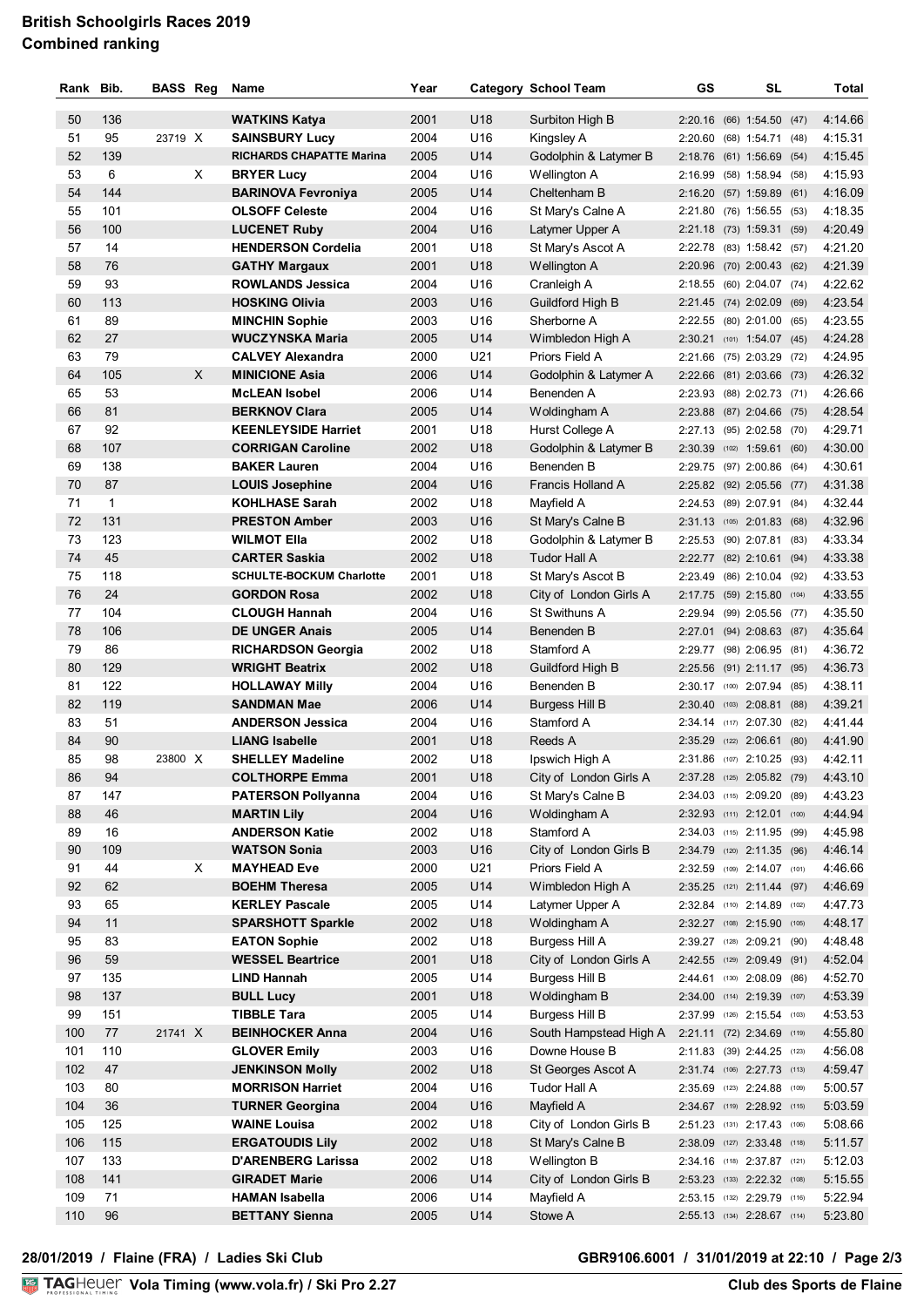# British Schoolgirls Races 2019
## Combined ranking

| Rank | Bib. | BASS | Reg | Name | Year | Category | School Team | GS | | SL | | Total |
|---|---|---|---|---|---|---|---|---|---|---|---|---|
| 50 | 136 | | | **WATKINS Katya** | 2001 | U18 | Surbiton High B | 2:20.16 | (66) | 1:54.50 | (47) | 4:14.66 |
| 51 | 95 | 23719 | X | **SAINSBURY Lucy** | 2004 | U16 | Kingsley A | 2:20.60 | (68) | 1:54.71 | (48) | 4:15.31 |
| 52 | 139 | | | **RICHARDS CHAPATTE Marina** | 2005 | U14 | Godolphin & Latymer B | 2:18.76 | (61) | 1:56.69 | (54) | 4:15.45 |
| 53 | 6 | | X | **BRYER Lucy** | 2004 | U16 | Wellington A | 2:16.99 | (58) | 1:58.94 | (58) | 4:15.93 |
| 54 | 144 | | | **BARINOVA Fevroniya** | 2005 | U14 | Cheltenham B | 2:16.20 | (57) | 1:59.89 | (61) | 4:16.09 |
| 55 | 101 | | | **OLSOFF Celeste** | 2004 | U16 | St Mary's Calne A | 2:21.80 | (76) | 1:56.55 | (53) | 4:18.35 |
| 56 | 100 | | | **LUCENET Ruby** | 2004 | U16 | Latymer Upper A | 2:21.18 | (73) | 1:59.31 | (59) | 4:20.49 |
| 57 | 14 | | | **HENDERSON Cordelia** | 2001 | U18 | St Mary's Ascot A | 2:22.78 | (83) | 1:58.42 | (57) | 4:21.20 |
| 58 | 76 | | | **GATHY Margaux** | 2001 | U18 | Wellington A | 2:20.96 | (70) | 2:00.43 | (62) | 4:21.39 |
| 59 | 93 | | | **ROWLANDS Jessica** | 2004 | U16 | Cranleigh A | 2:18.55 | (60) | 2:04.07 | (74) | 4:22.62 |
| 60 | 113 | | | **HOSKING Olivia** | 2003 | U16 | Guildford High B | 2:21.45 | (74) | 2:02.09 | (69) | 4:23.54 |
| 61 | 89 | | | **MINCHIN Sophie** | 2003 | U16 | Sherborne A | 2:22.55 | (80) | 2:01.00 | (65) | 4:23.55 |
| 62 | 27 | | | **WUCZYNSKA Maria** | 2005 | U14 | Wimbledon High A | 2:30.21 | (101) | 1:54.07 | (45) | 4:24.28 |
| 63 | 79 | | | **CALVEY Alexandra** | 2000 | U21 | Priors Field A | 2:21.66 | (75) | 2:03.29 | (72) | 4:24.95 |
| 64 | 105 | | X | **MINICIONE Asia** | 2006 | U14 | Godolphin & Latymer A | 2:22.66 | (81) | 2:03.66 | (73) | 4:26.32 |
| 65 | 53 | | | **McLEAN Isobel** | 2006 | U14 | Benenden A | 2:23.93 | (88) | 2:02.73 | (71) | 4:26.66 |
| 66 | 81 | | | **BERKNOV Clara** | 2005 | U14 | Woldingham A | 2:23.88 | (87) | 2:04.66 | (75) | 4:28.54 |
| 67 | 92 | | | **KEENLEYSIDE Harriet** | 2001 | U18 | Hurst College A | 2:27.13 | (95) | 2:02.58 | (70) | 4:29.71 |
| 68 | 107 | | | **CORRIGAN Caroline** | 2002 | U18 | Godolphin & Latymer B | 2:30.39 | (102) | 1:59.61 | (60) | 4:30.00 |
| 69 | 138 | | | **BAKER Lauren** | 2004 | U16 | Benenden B | 2:29.75 | (97) | 2:00.86 | (64) | 4:30.61 |
| 70 | 87 | | | **LOUIS Josephine** | 2004 | U16 | Francis Holland A | 2:25.82 | (92) | 2:05.56 | (77) | 4:31.38 |
| 71 | 1 | | | **KOHLHASE Sarah** | 2002 | U18 | Mayfield A | 2:24.53 | (89) | 2:07.91 | (84) | 4:32.44 |
| 72 | 131 | | | **PRESTON Amber** | 2003 | U16 | St Mary's Calne B | 2:31.13 | (105) | 2:01.83 | (68) | 4:32.96 |
| 73 | 123 | | | **WILMOT Ella** | 2002 | U18 | Godolphin & Latymer B | 2:25.53 | (90) | 2:07.81 | (83) | 4:33.34 |
| 74 | 45 | | | **CARTER Saskia** | 2002 | U18 | Tudor Hall A | 2:22.77 | (82) | 2:10.61 | (94) | 4:33.38 |
| 75 | 118 | | | **SCHULTE-BOCKUM Charlotte** | 2001 | U18 | St Mary's Ascot B | 2:23.49 | (86) | 2:10.04 | (92) | 4:33.53 |
| 76 | 24 | | | **GORDON Rosa** | 2002 | U18 | City of London Girls A | 2:17.75 | (59) | 2:15.80 | (104) | 4:33.55 |
| 77 | 104 | | | **CLOUGH Hannah** | 2004 | U16 | St Swithuns A | 2:29.94 | (99) | 2:05.56 | (77) | 4:35.50 |
| 78 | 106 | | | **DE UNGER Anais** | 2005 | U14 | Benenden B | 2:27.01 | (94) | 2:08.63 | (87) | 4:35.64 |
| 79 | 86 | | | **RICHARDSON Georgia** | 2002 | U18 | Stamford A | 2:29.77 | (98) | 2:06.95 | (81) | 4:36.72 |
| 80 | 129 | | | **WRIGHT Beatrix** | 2002 | U18 | Guildford High B | 2:25.56 | (91) | 2:11.17 | (95) | 4:36.73 |
| 81 | 122 | | | **HOLLAWAY Milly** | 2004 | U16 | Benenden B | 2:30.17 | (100) | 2:07.94 | (85) | 4:38.11 |
| 82 | 119 | | | **SANDMAN Mae** | 2006 | U14 | Burgess Hill B | 2:30.40 | (103) | 2:08.81 | (88) | 4:39.21 |
| 83 | 51 | | | **ANDERSON Jessica** | 2004 | U16 | Stamford A | 2:34.14 | (117) | 2:07.30 | (82) | 4:41.44 |
| 84 | 90 | | | **LIANG Isabelle** | 2001 | U18 | Reeds A | 2:35.29 | (122) | 2:06.61 | (80) | 4:41.90 |
| 85 | 98 | 23800 | X | **SHELLEY Madeline** | 2002 | U18 | Ipswich High A | 2:31.86 | (107) | 2:10.25 | (93) | 4:42.11 |
| 86 | 94 | | | **COLTHORPE Emma** | 2001 | U18 | City of London Girls A | 2:37.28 | (125) | 2:05.82 | (79) | 4:43.10 |
| 87 | 147 | | | **PATERSON Pollyanna** | 2004 | U16 | St Mary's Calne B | 2:34.03 | (115) | 2:09.20 | (89) | 4:43.23 |
| 88 | 46 | | | **MARTIN Lily** | 2004 | U16 | Woldingham A | 2:32.93 | (111) | 2:12.01 | (100) | 4:44.94 |
| 89 | 16 | | | **ANDERSON Katie** | 2002 | U18 | Stamford A | 2:34.03 | (115) | 2:11.95 | (99) | 4:45.98 |
| 90 | 109 | | | **WATSON Sonia** | 2003 | U16 | City of London Girls B | 2:34.79 | (120) | 2:11.35 | (96) | 4:46.14 |
| 91 | 44 | | X | **MAYHEAD Eve** | 2000 | U21 | Priors Field A | 2:32.59 | (109) | 2:14.07 | (101) | 4:46.66 |
| 92 | 62 | | | **BOEHM Theresa** | 2005 | U14 | Wimbledon High A | 2:35.25 | (121) | 2:11.44 | (97) | 4:46.69 |
| 93 | 65 | | | **KERLEY Pascale** | 2005 | U14 | Latymer Upper A | 2:32.84 | (110) | 2:14.89 | (102) | 4:47.73 |
| 94 | 11 | | | **SPARSHOTT Sparkle** | 2002 | U18 | Woldingham A | 2:32.27 | (108) | 2:15.90 | (105) | 4:48.17 |
| 95 | 83 | | | **EATON Sophie** | 2002 | U18 | Burgess Hill A | 2:39.27 | (128) | 2:09.21 | (90) | 4:48.48 |
| 96 | 59 | | | **WESSEL Beartrice** | 2001 | U18 | City of London Girls A | 2:42.55 | (129) | 2:09.49 | (91) | 4:52.04 |
| 97 | 135 | | | **LIND Hannah** | 2005 | U14 | Burgess Hill B | 2:44.61 | (130) | 2:08.09 | (86) | 4:52.70 |
| 98 | 137 | | | **BULL Lucy** | 2001 | U18 | Woldingham B | 2:34.00 | (114) | 2:19.39 | (107) | 4:53.39 |
| 99 | 151 | | | **TIBBLE Tara** | 2005 | U14 | Burgess Hill B | 2:37.99 | (126) | 2:15.54 | (103) | 4:53.53 |
| 100 | 77 | 21741 | X | **BEINHOCKER Anna** | 2004 | U16 | South Hampstead High A | 2:21.11 | (72) | 2:34.69 | (119) | 4:55.80 |
| 101 | 110 | | | **GLOVER Emily** | 2003 | U16 | Downe House B | 2:11.83 | (39) | 2:44.25 | (123) | 4:56.08 |
| 102 | 47 | | | **JENKINSON Molly** | 2002 | U18 | St Georges Ascot A | 2:31.74 | (106) | 2:27.73 | (113) | 4:59.47 |
| 103 | 80 | | | **MORRISON Harriet** | 2004 | U16 | Tudor Hall A | 2:35.69 | (123) | 2:24.88 | (109) | 5:00.57 |
| 104 | 36 | | | **TURNER Georgina** | 2004 | U16 | Mayfield A | 2:34.67 | (119) | 2:28.92 | (115) | 5:03.59 |
| 105 | 125 | | | **WAINE Louisa** | 2002 | U18 | City of London Girls B | 2:51.23 | (131) | 2:17.43 | (106) | 5:08.66 |
| 106 | 115 | | | **ERGATOUDIS Lily** | 2002 | U18 | St Mary's Calne B | 2:38.09 | (127) | 2:33.48 | (118) | 5:11.57 |
| 107 | 133 | | | **D'ARENBERG Larissa** | 2002 | U18 | Wellington B | 2:34.16 | (118) | 2:37.87 | (121) | 5:12.03 |
| 108 | 141 | | | **GIRADET Marie** | 2006 | U14 | City of London Girls B | 2:53.23 | (133) | 2:22.32 | (108) | 5:15.55 |
| 109 | 71 | | | **HAMAN Isabella** | 2006 | U14 | Mayfield A | 2:53.15 | (132) | 2:29.79 | (116) | 5:22.94 |
| 110 | 96 | | | **BETTANY Sienna** | 2005 | U14 | Stowe A | 2:55.13 | (134) | 2:28.67 | (114) | 5:23.80 |

28/01/2019 / Flaine (FRA) / Ladies Ski Club

GBR9106.6001 / 31/01/2019 at 22:10

TAG Heuer Vola Timing (www.vola.fr) / Ski Pro 2.27

Club des Sports de Flaine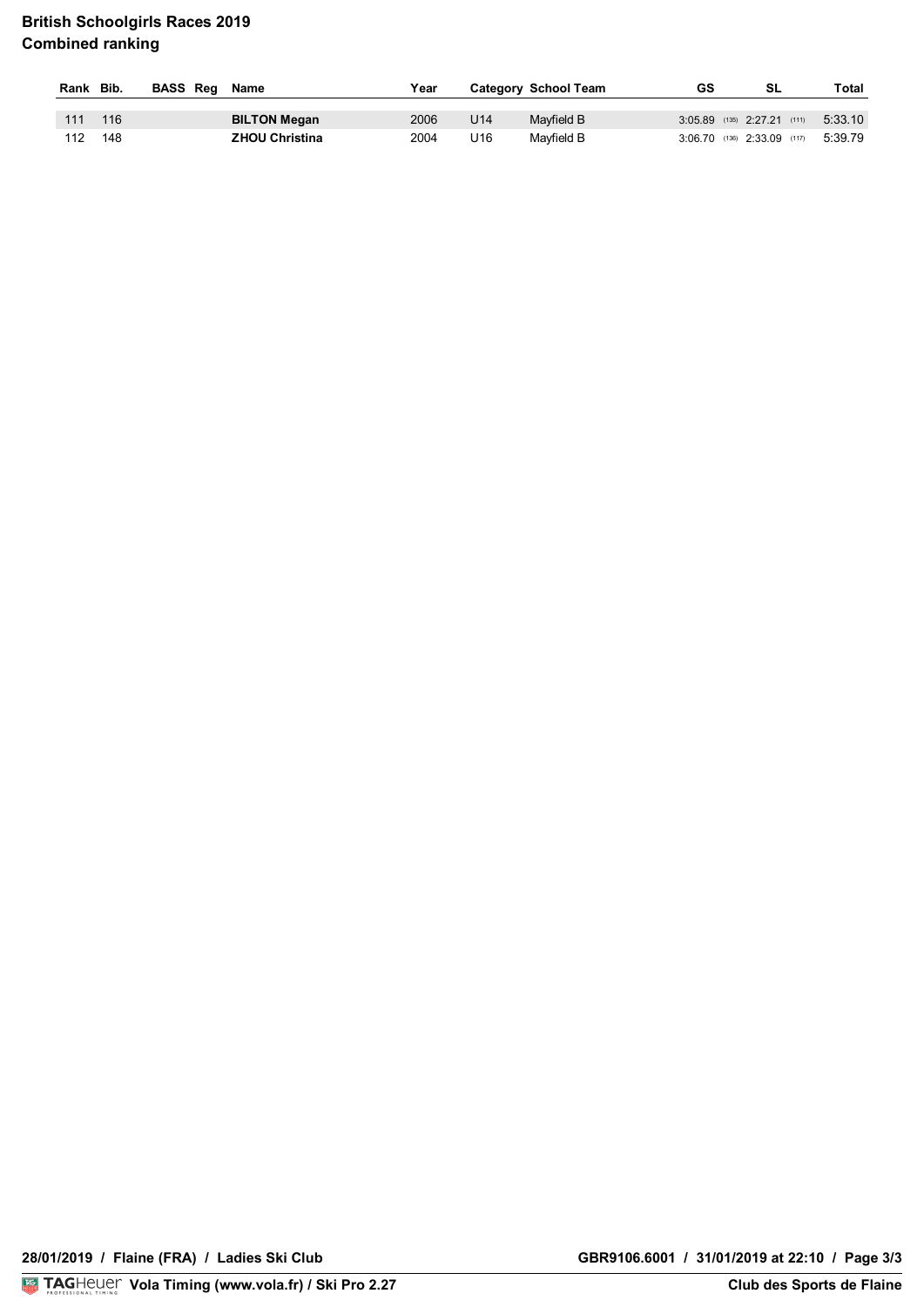**British Schoolgirls Races 2019**
**Combined ranking**

| Rank | Bib. | BASS | Reg | Name | Year | Category | School Team | GS | | SL | | Total |
|---|---|---|---|---|---|---|---|---|---|---|---|---|
| 111 | 116 | | | **BILTON Megan** | 2006 | U14 | Mayfield B | 3:05.89 | (135) | 2:27.21 | (111) | 5:33.10 |
| 112 | 148 | | | **ZHOU Christina** | 2004 | U16 | Mayfield B | 3:06.70 | (136) | 2:33.09 | (117) | 5:39.79 |